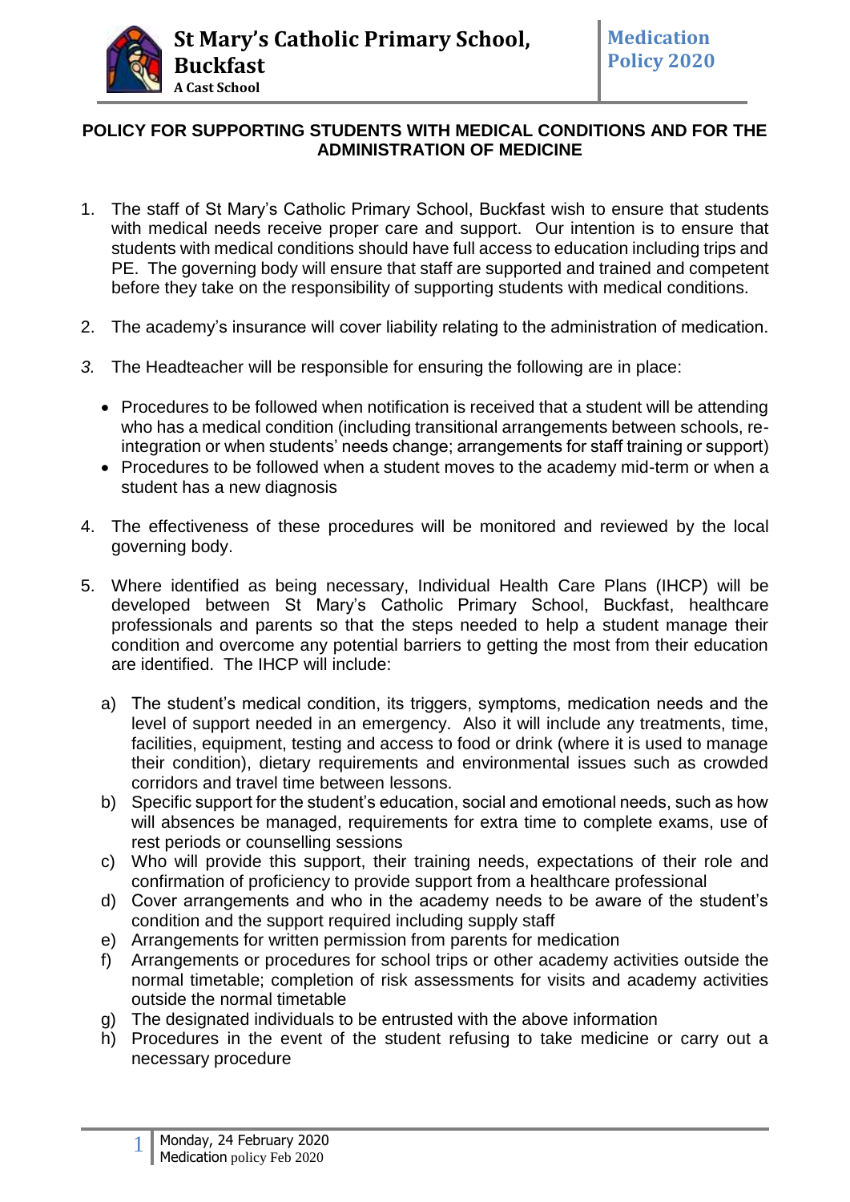# St Mary's Catholic Primary School, Buckfast

A Cast School

**Medication Policy 2020**

## POLICY FOR SUPPORTING STUDENTS WITH MEDICAL CONDITIONS AND FOR THE ADMINISTRATION OF MEDICINE

1. The staff of St Mary's Catholic Primary School, Buckfast wish to ensure that students with medical needs receive proper care and support. Our intention is to ensure that students with medical conditions should have full access to education including trips and PE. The governing body will ensure that staff are supported and trained and competent before they take on the responsibility of supporting students with medical conditions.

2. The academy's insurance will cover liability relating to the administration of medication.

3. The Headteacher will be responsible for ensuring the following are in place:

    - Procedures to be followed when notification is received that a student will be attending who has a medical condition (including transitional arrangements between schools, re-integration or when students' needs change; arrangements for staff training or support)
    - Procedures to be followed when a student moves to the academy mid-term or when a student has a new diagnosis

4. The effectiveness of these procedures will be monitored and reviewed by the local governing body.

5. Where identified as being necessary, Individual Health Care Plans (IHCP) will be developed between St Mary's Catholic Primary School, Buckfast, healthcare professionals and parents so that the steps needed to help a student manage their condition and overcome any potential barriers to getting the most from their education are identified. The IHCP will include:

    a) The student's medical condition, its triggers, symptoms, medication needs and the level of support needed in an emergency. Also it will include any treatments, time, facilities, equipment, testing and access to food or drink (where it is used to manage their condition), dietary requirements and environmental issues such as crowded corridors and travel time between lessons.
    b) Specific support for the student's education, social and emotional needs, such as how will absences be managed, requirements for extra time to complete exams, use of rest periods or counselling sessions
    c) Who will provide this support, their training needs, expectations of their role and confirmation of proficiency to provide support from a healthcare professional
    d) Cover arrangements and who in the academy needs to be aware of the student's condition and the support required including supply staff
    e) Arrangements for written permission from parents for medication
    f) Arrangements or procedures for school trips or other academy activities outside the normal timetable; completion of risk assessments for visits and academy activities outside the normal timetable
    g) The designated individuals to be entrusted with the above information
    h) Procedures in the event of the student refusing to take medicine or carry out a necessary procedure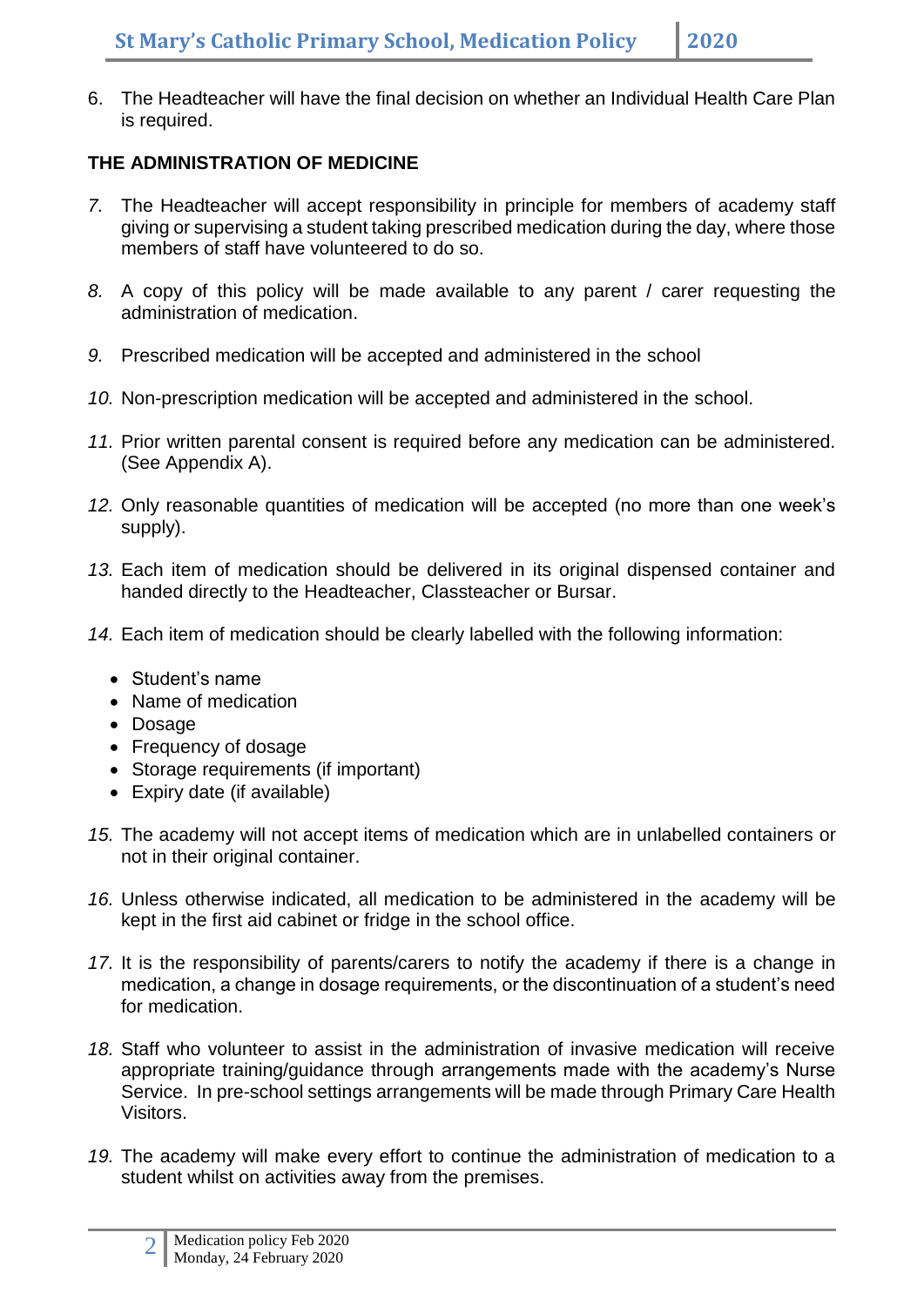6. The Headteacher will have the final decision on whether an Individual Health Care Plan is required.

**THE ADMINISTRATION OF MEDICINE**

7. The Headteacher will accept responsibility in principle for members of academy staff giving or supervising a student taking prescribed medication during the day, where those members of staff have volunteered to do so.

8. A copy of this policy will be made available to any parent / carer requesting the administration of medication.

9. Prescribed medication will be accepted and administered in the school

10. Non-prescription medication will be accepted and administered in the school.

11. Prior written parental consent is required before any medication can be administered. (See Appendix A).

12. Only reasonable quantities of medication will be accepted (no more than one week's supply).

13. Each item of medication should be delivered in its original dispensed container and handed directly to the Headteacher, Classteacher or Bursar.

14. Each item of medication should be clearly labelled with the following information:

    - Student's name
    - Name of medication
    - Dosage
    - Frequency of dosage
    - Storage requirements (if important)
    - Expiry date (if available)

15. The academy will not accept items of medication which are in unlabelled containers or not in their original container.

16. Unless otherwise indicated, all medication to be administered in the academy will be kept in the first aid cabinet or fridge in the school office.

17. It is the responsibility of parents/carers to notify the academy if there is a change in medication, a change in dosage requirements, or the discontinuation of a student's need for medication.

18. Staff who volunteer to assist in the administration of invasive medication will receive appropriate training/guidance through arrangements made with the academy's Nurse Service. In pre-school settings arrangements will be made through Primary Care Health Visitors.

19. The academy will make every effort to continue the administration of medication to a student whilst on activities away from the premises.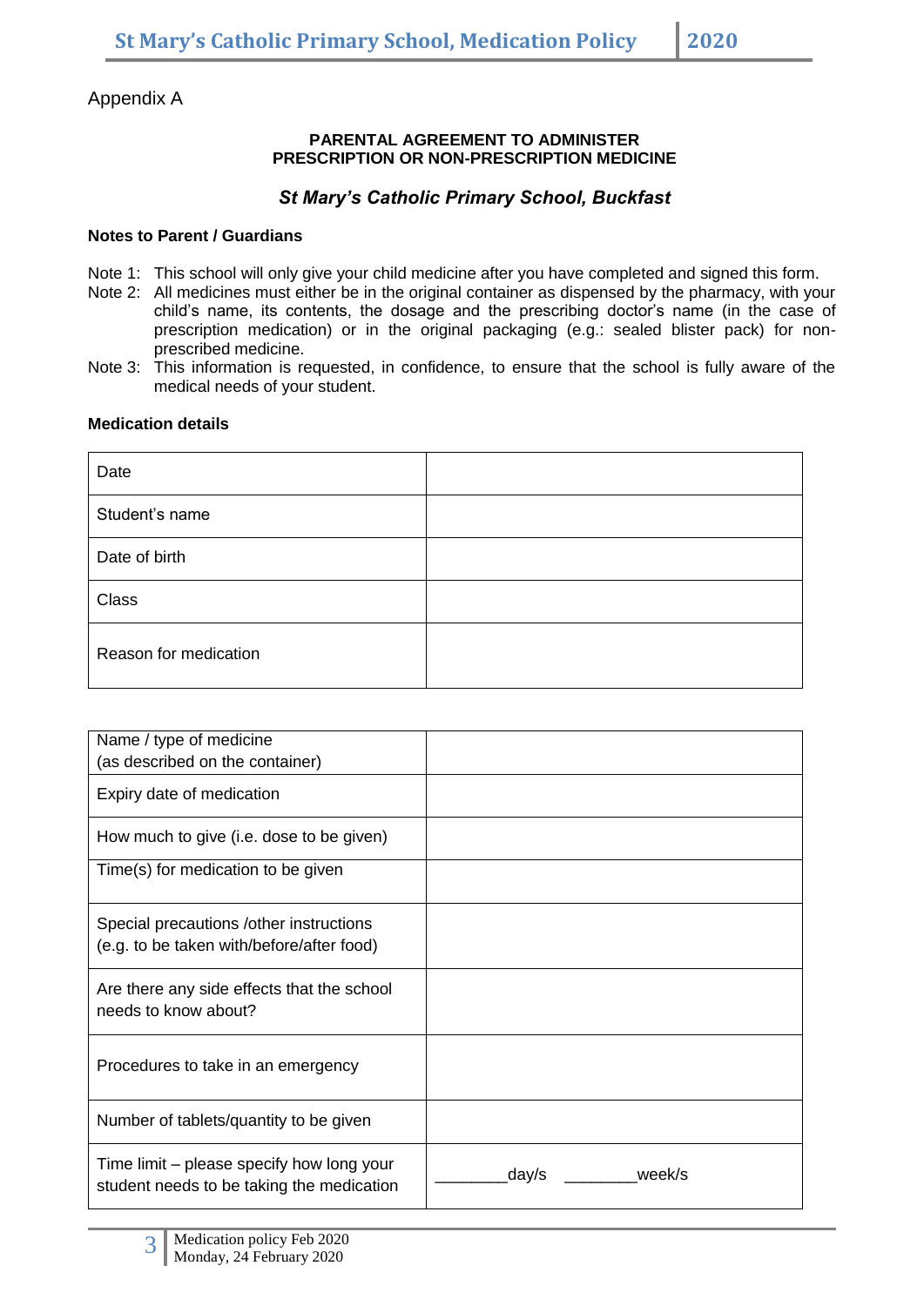Appendix A

**PARENTAL AGREEMENT TO ADMINISTER**
**PRESCRIPTION OR NON-PRESCRIPTION MEDICINE**

***St Mary's Catholic Primary School, Buckfast***

**Notes to Parent / Guardians**

Note 1: This school will only give your child medicine after you have completed and signed this form.

Note 2: All medicines must either be in the original container as dispensed by the pharmacy, with your child's name, its contents, the dosage and the prescribing doctor's name (in the case of prescription medication) or in the original packaging (e.g.: sealed blister pack) for non-prescribed medicine.

Note 3: This information is requested, in confidence, to ensure that the school is fully aware of the medical needs of your student.

**Medication details**

| | |
|---|---|
| Date | |
| Student's name | |
| Date of birth | |
| Class | |
| Reason for medication | |

| | |
|---|---|
| Name / type of medicine (as described on the container) | |
| Expiry date of medication | |
| How much to give (i.e. dose to be given) | |
| Time(s) for medication to be given | |
| Special precautions /other instructions (e.g. to be taken with/before/after food) | |
| Are there any side effects that the school needs to know about? | |
| Procedures to take in an emergency | |
| Number of tablets/quantity to be given | |
| Time limit – please specify how long your student needs to be taking the medication | ________day/s ________week/s |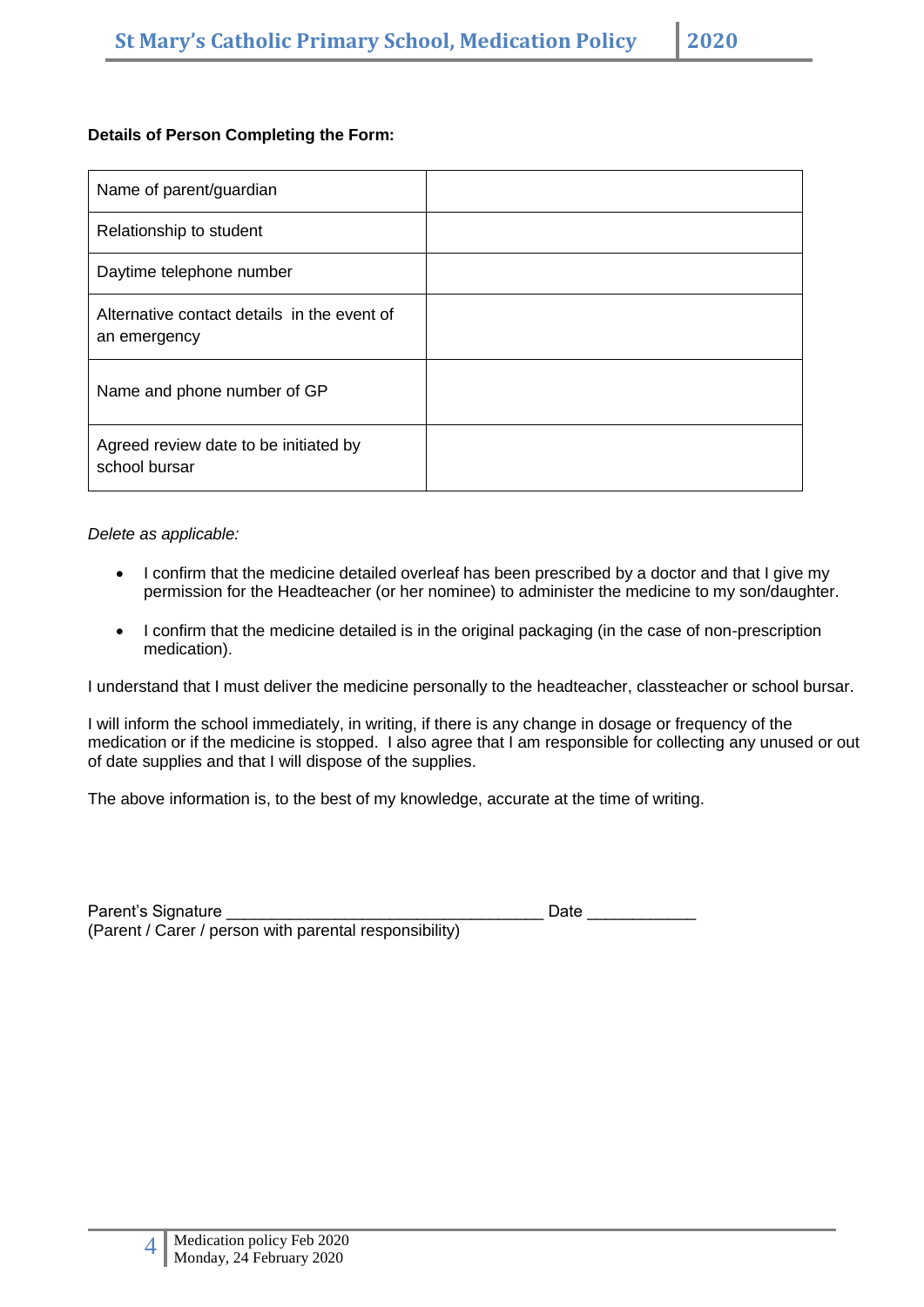**Details of Person Completing the Form:**

| | |
|---|---|
| Name of parent/guardian | |
| Relationship to student | |
| Daytime telephone number | |
| Alternative contact details in the event of an emergency | |
| Name and phone number of GP | |
| Agreed review date to be initiated by school bursar | |

*Delete as applicable:*

- I confirm that the medicine detailed overleaf has been prescribed by a doctor and that I give my permission for the Headteacher (or her nominee) to administer the medicine to my son/daughter.
- I confirm that the medicine detailed is in the original packaging (in the case of non-prescription medication).

I understand that I must deliver the medicine personally to the headteacher, classteacher or school bursar.

I will inform the school immediately, in writing, if there is any change in dosage or frequency of the medication or if the medicine is stopped. I also agree that I am responsible for collecting any unused or out of date supplies and that I will dispose of the supplies.

The above information is, to the best of my knowledge, accurate at the time of writing.

Parent's Signature ___________________________________ Date ____________
(Parent / Carer / person with parental responsibility)